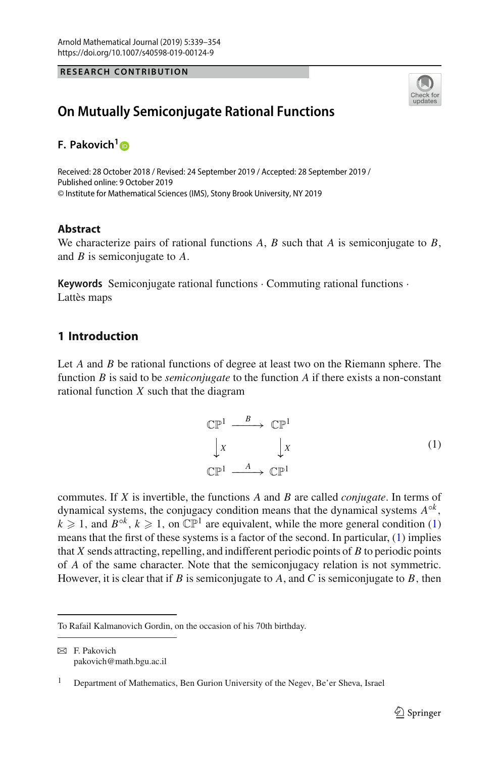RESEARCH CONTRIBUTION

# On Mutually Semiconjugate Rational Functions

**F. Pakovich**[1]

Received: 28 October 2018 / Revised: 24 September 2019 / Accepted: 28 September 2019 / Published online: 9 October 2019
© Institute for Mathematical Sciences (IMS), Stony Brook University, NY 2019

## Abstract

We characterize pairs of rational functions $A$, $B$ such that $A$ is semiconjugate to $B$, and $B$ is semiconjugate to $A$.

**Keywords** Semiconjugate rational functions · Commuting rational functions · Lattès maps

## 1 Introduction

Let $A$ and $B$ be rational functions of degree at least two on the Riemann sphere. The function $B$ is said to be *semiconjugate* to the function $A$ if there exists a non-constant rational function $X$ such that the diagram

$$
\begin{array}{ccc}
\mathbb{CP}^1 & \xrightarrow{\ B\ } & \mathbb{CP}^1 \\
\downarrow{X} & & \downarrow{X} \\
\mathbb{CP}^1 & \xrightarrow{\ A\ } & \mathbb{CP}^1
\end{array}
\tag{1}
$$

commutes. If $X$ is invertible, the functions $A$ and $B$ are called *conjugate*. In terms of dynamical systems, the conjugacy condition means that the dynamical systems $A^{\circ k}$, $k \geqslant 1$, and $B^{\circ k}$, $k \geqslant 1$, on $\mathbb{CP}^1$ are equivalent, while the more general condition (1) means that the first of these systems is a factor of the second. In particular, (1) implies that $X$ sends attracting, repelling, and indifferent periodic points of $B$ to periodic points of $A$ of the same character. Note that the semiconjugacy relation is not symmetric. However, it is clear that if $B$ is semiconjugate to $A$, and $C$ is semiconjugate to $B$, then

To Rafail Kalmanovich Gordin, on the occasion of his 70th birthday.

✉ F. Pakovich
pakovich@math.bgu.ac.il

[1] Department of Mathematics, Ben Gurion University of the Negev, Be'er Sheva, Israel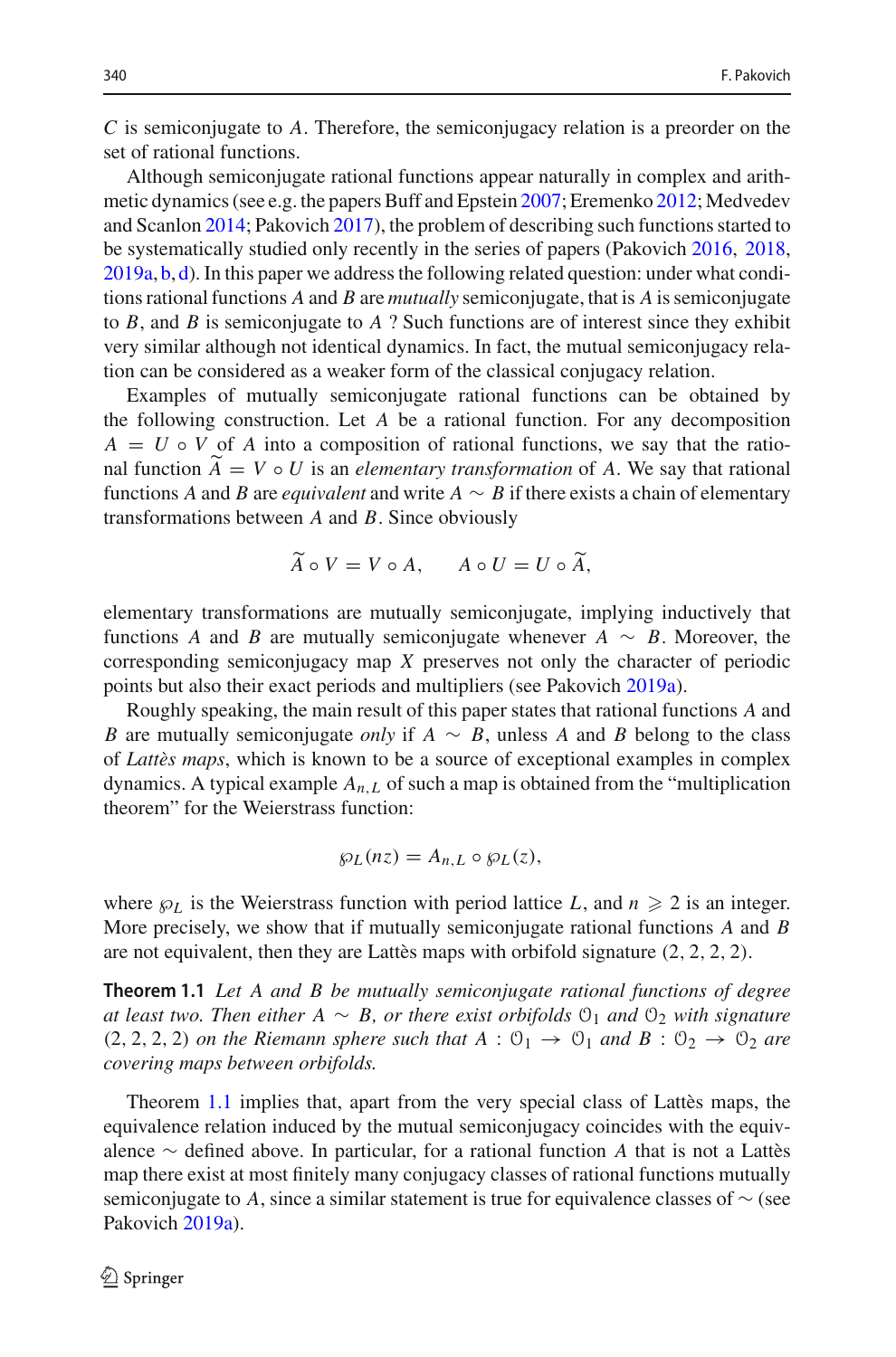$C$ is semiconjugate to $A$. Therefore, the semiconjugacy relation is a preorder on the set of rational functions.

Although semiconjugate rational functions appear naturally in complex and arithmetic dynamics (see e.g. the papers Buff and Epstein 2007; Eremenko 2012; Medvedev and Scanlon 2014; Pakovich 2017), the problem of describing such functions started to be systematically studied only recently in the series of papers (Pakovich 2016, 2018, 2019a, b, d). In this paper we address the following related question: under what conditions rational functions $A$ and $B$ are *mutually* semiconjugate, that is $A$ is semiconjugate to $B$, and $B$ is semiconjugate to $A$ ? Such functions are of interest since they exhibit very similar although not identical dynamics. In fact, the mutual semiconjugacy relation can be considered as a weaker form of the classical conjugacy relation.

Examples of mutually semiconjugate rational functions can be obtained by the following construction. Let $A$ be a rational function. For any decomposition $A = U \circ V$ of $A$ into a composition of rational functions, we say that the rational function $\widetilde{A} = V \circ U$ is an *elementary transformation* of $A$. We say that rational functions $A$ and $B$ are *equivalent* and write $A \sim B$ if there exists a chain of elementary transformations between $A$ and $B$. Since obviously

$$\widetilde{A} \circ V = V \circ A, \qquad A \circ U = U \circ \widetilde{A},$$

elementary transformations are mutually semiconjugate, implying inductively that functions $A$ and $B$ are mutually semiconjugate whenever $A \sim B$. Moreover, the corresponding semiconjugacy map $X$ preserves not only the character of periodic points but also their exact periods and multipliers (see Pakovich 2019a).

Roughly speaking, the main result of this paper states that rational functions $A$ and $B$ are mutually semiconjugate *only* if $A \sim B$, unless $A$ and $B$ belong to the class of *Lattès maps*, which is known to be a source of exceptional examples in complex dynamics. A typical example $A_{n,L}$ of such a map is obtained from the "multiplication theorem" for the Weierstrass function:

$$\wp_L(nz) = A_{n,L} \circ \wp_L(z),$$

where $\wp_L$ is the Weierstrass function with period lattice $L$, and $n \geqslant 2$ is an integer. More precisely, we show that if mutually semiconjugate rational functions $A$ and $B$ are not equivalent, then they are Lattès maps with orbifold signature $(2, 2, 2, 2)$.

**Theorem 1.1** *Let $A$ and $B$ be mutually semiconjugate rational functions of degree at least two. Then either $A \sim B$, or there exist orbifolds $\mathcal{O}_1$ and $\mathcal{O}_2$ with signature $(2, 2, 2, 2)$ on the Riemann sphere such that $A : \mathcal{O}_1 \to \mathcal{O}_1$ and $B : \mathcal{O}_2 \to \mathcal{O}_2$ are covering maps between orbifolds.*

Theorem 1.1 implies that, apart from the very special class of Lattès maps, the equivalence relation induced by the mutual semiconjugacy coincides with the equivalence $\sim$ defined above. In particular, for a rational function $A$ that is not a Lattès map there exist at most finitely many conjugacy classes of rational functions mutually semiconjugate to $A$, since a similar statement is true for equivalence classes of $\sim$ (see Pakovich 2019a).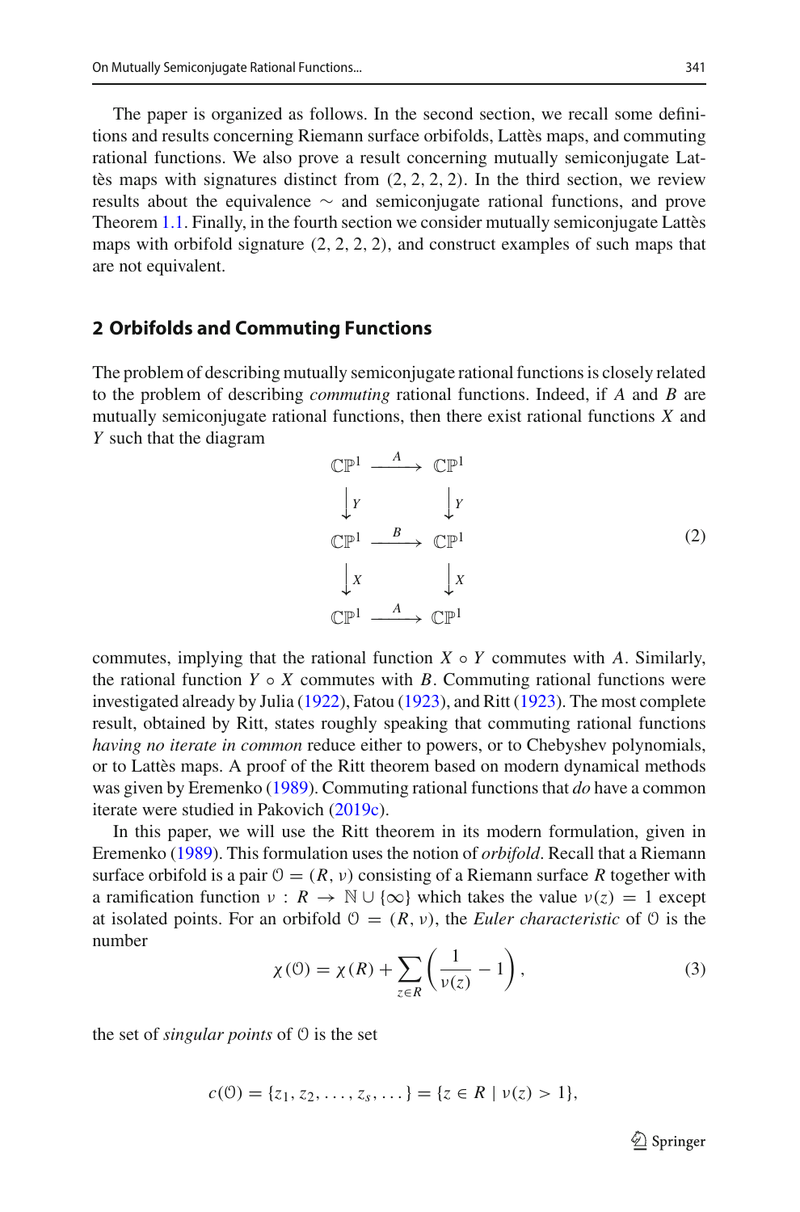The paper is organized as follows. In the second section, we recall some definitions and results concerning Riemann surface orbifolds, Lattès maps, and commuting rational functions. We also prove a result concerning mutually semiconjugate Lattès maps with signatures distinct from (2, 2, 2, 2). In the third section, we review results about the equivalence $\sim$ and semiconjugate rational functions, and prove Theorem 1.1. Finally, in the fourth section we consider mutually semiconjugate Lattès maps with orbifold signature (2, 2, 2, 2), and construct examples of such maps that are not equivalent.

## 2 Orbifolds and Commuting Functions

The problem of describing mutually semiconjugate rational functions is closely related to the problem of describing *commuting* rational functions. Indeed, if $A$ and $B$ are mutually semiconjugate rational functions, then there exist rational functions $X$ and $Y$ such that the diagram

$$
\begin{array}{ccc}
\mathbb{CP}^1 & \xrightarrow{A} & \mathbb{CP}^1 \\
\downarrow Y & & \downarrow Y \\
\mathbb{CP}^1 & \xrightarrow{B} & \mathbb{CP}^1 \\
\downarrow X & & \downarrow X \\
\mathbb{CP}^1 & \xrightarrow{A} & \mathbb{CP}^1
\end{array}
\tag{2}
$$

commutes, implying that the rational function $X \circ Y$ commutes with $A$. Similarly, the rational function $Y \circ X$ commutes with $B$. Commuting rational functions were investigated already by Julia (1922), Fatou (1923), and Ritt (1923). The most complete result, obtained by Ritt, states roughly speaking that commuting rational functions *having no iterate in common* reduce either to powers, or to Chebyshev polynomials, or to Lattès maps. A proof of the Ritt theorem based on modern dynamical methods was given by Eremenko (1989). Commuting rational functions that *do* have a common iterate were studied in Pakovich (2019c).

In this paper, we will use the Ritt theorem in its modern formulation, given in Eremenko (1989). This formulation uses the notion of *orbifold*. Recall that a Riemann surface orbifold is a pair $\mathcal{O} = (R, \nu)$ consisting of a Riemann surface $R$ together with a ramification function $\nu : R \to \mathbb{N} \cup \{\infty\}$ which takes the value $\nu(z) = 1$ except at isolated points. For an orbifold $\mathcal{O} = (R, \nu)$, the *Euler characteristic* of $\mathcal{O}$ is the number

$$
\chi(\mathcal{O}) = \chi(R) + \sum_{z \in R} \left( \frac{1}{\nu(z)} - 1 \right),
\tag{3}
$$

the set of *singular points* of $\mathcal{O}$ is the set

$$
c(\mathcal{O}) = \{z_1, z_2, \ldots, z_s, \ldots\} = \{z \in R \mid \nu(z) > 1\},
$$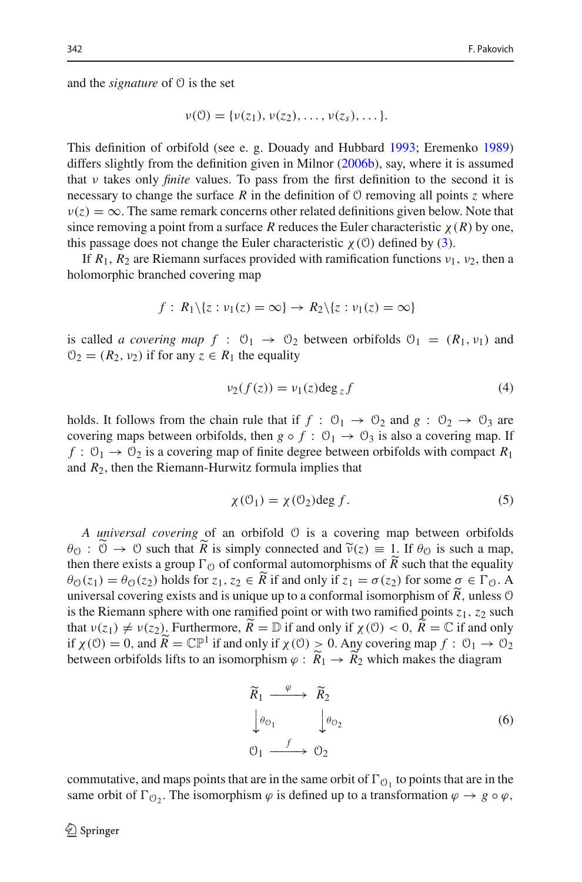and the *signature* of $\mathcal{O}$ is the set

$$\nu(\mathcal{O}) = \{\nu(z_1), \nu(z_2), \ldots, \nu(z_s), \ldots\}.$$

This definition of orbifold (see e. g. Douady and Hubbard 1993; Eremenko 1989) differs slightly from the definition given in Milnor (2006b), say, where it is assumed that $\nu$ takes only *finite* values. To pass from the first definition to the second it is necessary to change the surface $R$ in the definition of $\mathcal{O}$ removing all points $z$ where $\nu(z) = \infty$. The same remark concerns other related definitions given below. Note that since removing a point from a surface $R$ reduces the Euler characteristic $\chi(R)$ by one, this passage does not change the Euler characteristic $\chi(\mathcal{O})$ defined by (3).

If $R_1$, $R_2$ are Riemann surfaces provided with ramification functions $\nu_1$, $\nu_2$, then a holomorphic branched covering map

$$f : R_1 \backslash \{z : \nu_1(z) = \infty\} \rightarrow R_2 \backslash \{z : \nu_1(z) = \infty\}$$

is called *a covering map* $f : \mathcal{O}_1 \rightarrow \mathcal{O}_2$ between orbifolds $\mathcal{O}_1 = (R_1, \nu_1)$ and $\mathcal{O}_2 = (R_2, \nu_2)$ if for any $z \in R_1$ the equality

$$\nu_2(f(z)) = \nu_1(z) \deg_z f \tag{4}$$

holds. It follows from the chain rule that if $f : \mathcal{O}_1 \rightarrow \mathcal{O}_2$ and $g : \mathcal{O}_2 \rightarrow \mathcal{O}_3$ are covering maps between orbifolds, then $g \circ f : \mathcal{O}_1 \rightarrow \mathcal{O}_3$ is also a covering map. If $f : \mathcal{O}_1 \rightarrow \mathcal{O}_2$ is a covering map of finite degree between orbifolds with compact $R_1$ and $R_2$, then the Riemann-Hurwitz formula implies that

$$\chi(\mathcal{O}_1) = \chi(\mathcal{O}_2) \deg f. \tag{5}$$

*A universal covering* of an orbifold $\mathcal{O}$ is a covering map between orbifolds $\theta_{\mathcal{O}} : \widetilde{\mathcal{O}} \rightarrow \mathcal{O}$ such that $\widetilde{R}$ is simply connected and $\widetilde{\nu}(z) \equiv 1$. If $\theta_{\mathcal{O}}$ is such a map, then there exists a group $\Gamma_{\mathcal{O}}$ of conformal automorphisms of $\widetilde{R}$ such that the equality $\theta_{\mathcal{O}}(z_1) = \theta_{\mathcal{O}}(z_2)$ holds for $z_1, z_2 \in \widetilde{R}$ if and only if $z_1 = \sigma(z_2)$ for some $\sigma \in \Gamma_{\mathcal{O}}$. A universal covering exists and is unique up to a conformal isomorphism of $\widetilde{R}$, unless $\mathcal{O}$ is the Riemann sphere with one ramified point or with two ramified points $z_1$, $z_2$ such that $\nu(z_1) \neq \nu(z_2)$. Furthermore, $\widetilde{R} = \mathbb{D}$ if and only if $\chi(\mathcal{O}) < 0$, $\widetilde{R} = \mathbb{C}$ if and only if $\chi(\mathcal{O}) = 0$, and $\widetilde{R} = \mathbb{CP}^1$ if and only if $\chi(\mathcal{O}) > 0$. Any covering map $f : \mathcal{O}_1 \rightarrow \mathcal{O}_2$ between orbifolds lifts to an isomorphism $\varphi : \widetilde{R}_1 \rightarrow \widetilde{R}_2$ which makes the diagram

$$\begin{array}{ccc} \widetilde{R}_1 & \xrightarrow{\varphi} & \widetilde{R}_2 \\ \downarrow{\scriptstyle \theta_{\mathcal{O}_1}} & & \downarrow{\scriptstyle \theta_{\mathcal{O}_2}} \\ \mathcal{O}_1 & \xrightarrow{f} & \mathcal{O}_2 \end{array} \tag{6}$$

commutative, and maps points that are in the same orbit of $\Gamma_{\mathcal{O}_1}$ to points that are in the same orbit of $\Gamma_{\mathcal{O}_2}$. The isomorphism $\varphi$ is defined up to a transformation $\varphi \rightarrow g \circ \varphi$,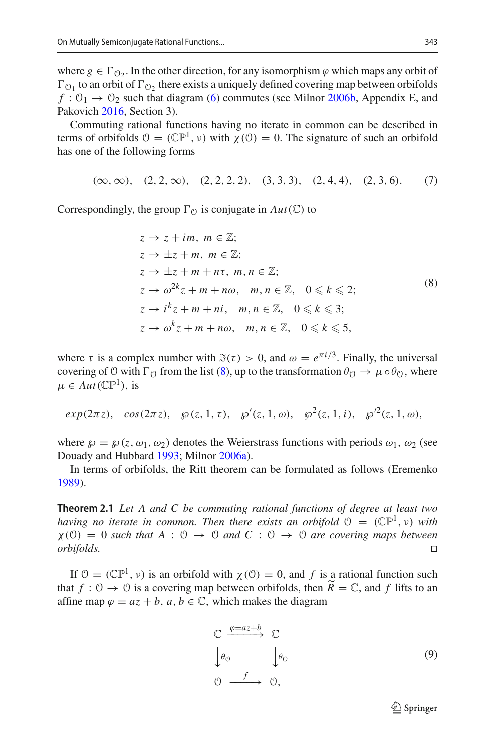where $g \in \Gamma_{\mathcal{O}_2}$. In the other direction, for any isomorphism $\varphi$ which maps any orbit of $\Gamma_{\mathcal{O}_1}$ to an orbit of $\Gamma_{\mathcal{O}_2}$ there exists a uniquely defined covering map between orbifolds $f : \mathcal{O}_1 \to \mathcal{O}_2$ such that diagram (6) commutes (see Milnor 2006b, Appendix E, and Pakovich 2016, Section 3).

Commuting rational functions having no iterate in common can be described in terms of orbifolds $\mathcal{O} = (\mathbb{CP}^1, \nu)$ with $\chi(\mathcal{O}) = 0$. The signature of such an orbifold has one of the following forms

$$(\infty, \infty), \quad (2, 2, \infty), \quad (2, 2, 2, 2), \quad (3, 3, 3), \quad (2, 4, 4), \quad (2, 3, 6). \tag{7}$$

Correspondingly, the group $\Gamma_{\mathcal{O}}$ is conjugate in $Aut(\mathbb{C})$ to

$$\begin{aligned}
&z \to z + im, \ m \in \mathbb{Z}; \\
&z \to \pm z + m, \ m \in \mathbb{Z}; \\
&z \to \pm z + m + n\tau, \ m, n \in \mathbb{Z}; \\
&z \to \omega^{2k} z + m + n\omega, \quad m, n \in \mathbb{Z}, \quad 0 \leqslant k \leqslant 2; \\
&z \to i^k z + m + ni, \quad m, n \in \mathbb{Z}, \quad 0 \leqslant k \leqslant 3; \\
&z \to \omega^k z + m + n\omega, \quad m, n \in \mathbb{Z}, \quad 0 \leqslant k \leqslant 5,
\end{aligned} \tag{8}$$

where $\tau$ is a complex number with $\Im(\tau) > 0$, and $\omega = e^{\pi i/3}$. Finally, the universal covering of $\mathcal{O}$ with $\Gamma_{\mathcal{O}}$ from the list (8), up to the transformation $\theta_{\mathcal{O}} \to \mu \circ \theta_{\mathcal{O}}$, where $\mu \in Aut(\mathbb{CP}^1)$, is

$$exp(2\pi z), \quad cos(2\pi z), \quad \wp(z, 1, \tau), \quad \wp'(z, 1, \omega), \quad \wp^2(z, 1, i), \quad \wp'^2(z, 1, \omega),$$

where $\wp = \wp(z, \omega_1, \omega_2)$ denotes the Weierstrass functions with periods $\omega_1$, $\omega_2$ (see Douady and Hubbard 1993; Milnor 2006a).

In terms of orbifolds, the Ritt theorem can be formulated as follows (Eremenko 1989).

**Theorem 2.1** *Let $A$ and $C$ be commuting rational functions of degree at least two having no iterate in common. Then there exists an orbifold $\mathcal{O} = (\mathbb{CP}^1, \nu)$ with $\chi(\mathcal{O}) = 0$ such that $A : \mathcal{O} \to \mathcal{O}$ and $C : \mathcal{O} \to \mathcal{O}$ are covering maps between orbifolds.* □

If $\mathcal{O} = (\mathbb{CP}^1, \nu)$ is an orbifold with $\chi(\mathcal{O}) = 0$, and $f$ is a rational function such that $f : \mathcal{O} \to \mathcal{O}$ is a covering map between orbifolds, then $\widetilde{R} = \mathbb{C}$, and $f$ lifts to an affine map $\varphi = az + b$, $a, b \in \mathbb{C}$, which makes the diagram

$$\begin{array}{ccc}
\mathbb{C} & \xrightarrow{\varphi = az+b} & \mathbb{C} \\
\downarrow \theta_{\mathcal{O}} & & \downarrow \theta_{\mathcal{O}} \\
\mathcal{O} & \xrightarrow{f} & \mathcal{O},
\end{array} \tag{9}$$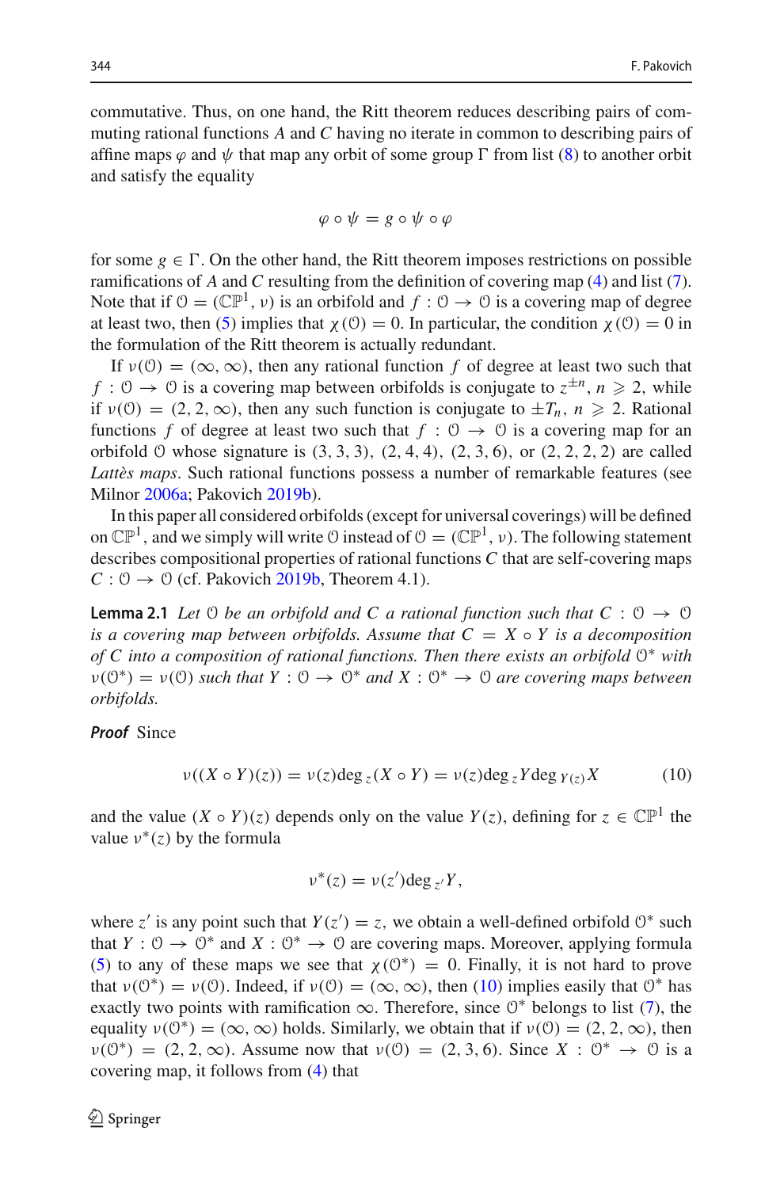commutative. Thus, on one hand, the Ritt theorem reduces describing pairs of commuting rational functions $A$ and $C$ having no iterate in common to describing pairs of affine maps $\varphi$ and $\psi$ that map any orbit of some group $\Gamma$ from list (8) to another orbit and satisfy the equality

$$\varphi \circ \psi = g \circ \psi \circ \varphi$$

for some $g \in \Gamma$. On the other hand, the Ritt theorem imposes restrictions on possible ramifications of $A$ and $C$ resulting from the definition of covering map (4) and list (7). Note that if $\mathcal{O} = (\mathbb{CP}^1, \nu)$ is an orbifold and $f : \mathcal{O} \to \mathcal{O}$ is a covering map of degree at least two, then (5) implies that $\chi(\mathcal{O}) = 0$. In particular, the condition $\chi(\mathcal{O}) = 0$ in the formulation of the Ritt theorem is actually redundant.

If $\nu(\mathcal{O}) = (\infty, \infty)$, then any rational function $f$ of degree at least two such that $f : \mathcal{O} \to \mathcal{O}$ is a covering map between orbifolds is conjugate to $z^{\pm n}$, $n \geqslant 2$, while if $\nu(\mathcal{O}) = (2, 2, \infty)$, then any such function is conjugate to $\pm T_n$, $n \geqslant 2$. Rational functions $f$ of degree at least two such that $f : \mathcal{O} \to \mathcal{O}$ is a covering map for an orbifold $\mathcal{O}$ whose signature is $(3, 3, 3)$, $(2, 4, 4)$, $(2, 3, 6)$, or $(2, 2, 2, 2)$ are called *Lattès maps*. Such rational functions possess a number of remarkable features (see Milnor 2006a; Pakovich 2019b).

In this paper all considered orbifolds (except for universal coverings) will be defined on $\mathbb{CP}^1$, and we simply will write $\mathcal{O}$ instead of $\mathcal{O} = (\mathbb{CP}^1, \nu)$. The following statement describes compositional properties of rational functions $C$ that are self-covering maps $C : \mathcal{O} \to \mathcal{O}$ (cf. Pakovich 2019b, Theorem 4.1).

**Lemma 2.1** *Let $\mathcal{O}$ be an orbifold and $C$ a rational function such that $C : \mathcal{O} \to \mathcal{O}$ is a covering map between orbifolds. Assume that $C = X \circ Y$ is a decomposition of $C$ into a composition of rational functions. Then there exists an orbifold $\mathcal{O}^*$ with $\nu(\mathcal{O}^*) = \nu(\mathcal{O})$ such that $Y : \mathcal{O} \to \mathcal{O}^*$ and $X : \mathcal{O}^* \to \mathcal{O}$ are covering maps between orbifolds.*

***Proof*** Since

$$\nu((X \circ Y)(z)) = \nu(z)\deg_z(X \circ Y) = \nu(z)\deg_z Y \deg_{Y(z)} X \tag{10}$$

and the value $(X \circ Y)(z)$ depends only on the value $Y(z)$, defining for $z \in \mathbb{CP}^1$ the value $\nu^*(z)$ by the formula

$$\nu^*(z) = \nu(z')\deg_{z'} Y,$$

where $z'$ is any point such that $Y(z') = z$, we obtain a well-defined orbifold $\mathcal{O}^*$ such that $Y : \mathcal{O} \to \mathcal{O}^*$ and $X : \mathcal{O}^* \to \mathcal{O}$ are covering maps. Moreover, applying formula (5) to any of these maps we see that $\chi(\mathcal{O}^*) = 0$. Finally, it is not hard to prove that $\nu(\mathcal{O}^*) = \nu(\mathcal{O})$. Indeed, if $\nu(\mathcal{O}) = (\infty, \infty)$, then (10) implies easily that $\mathcal{O}^*$ has exactly two points with ramification $\infty$. Therefore, since $\mathcal{O}^*$ belongs to list (7), the equality $\nu(\mathcal{O}^*) = (\infty, \infty)$ holds. Similarly, we obtain that if $\nu(\mathcal{O}) = (2, 2, \infty)$, then $\nu(\mathcal{O}^*) = (2, 2, \infty)$. Assume now that $\nu(\mathcal{O}) = (2, 3, 6)$. Since $X : \mathcal{O}^* \to \mathcal{O}$ is a covering map, it follows from (4) that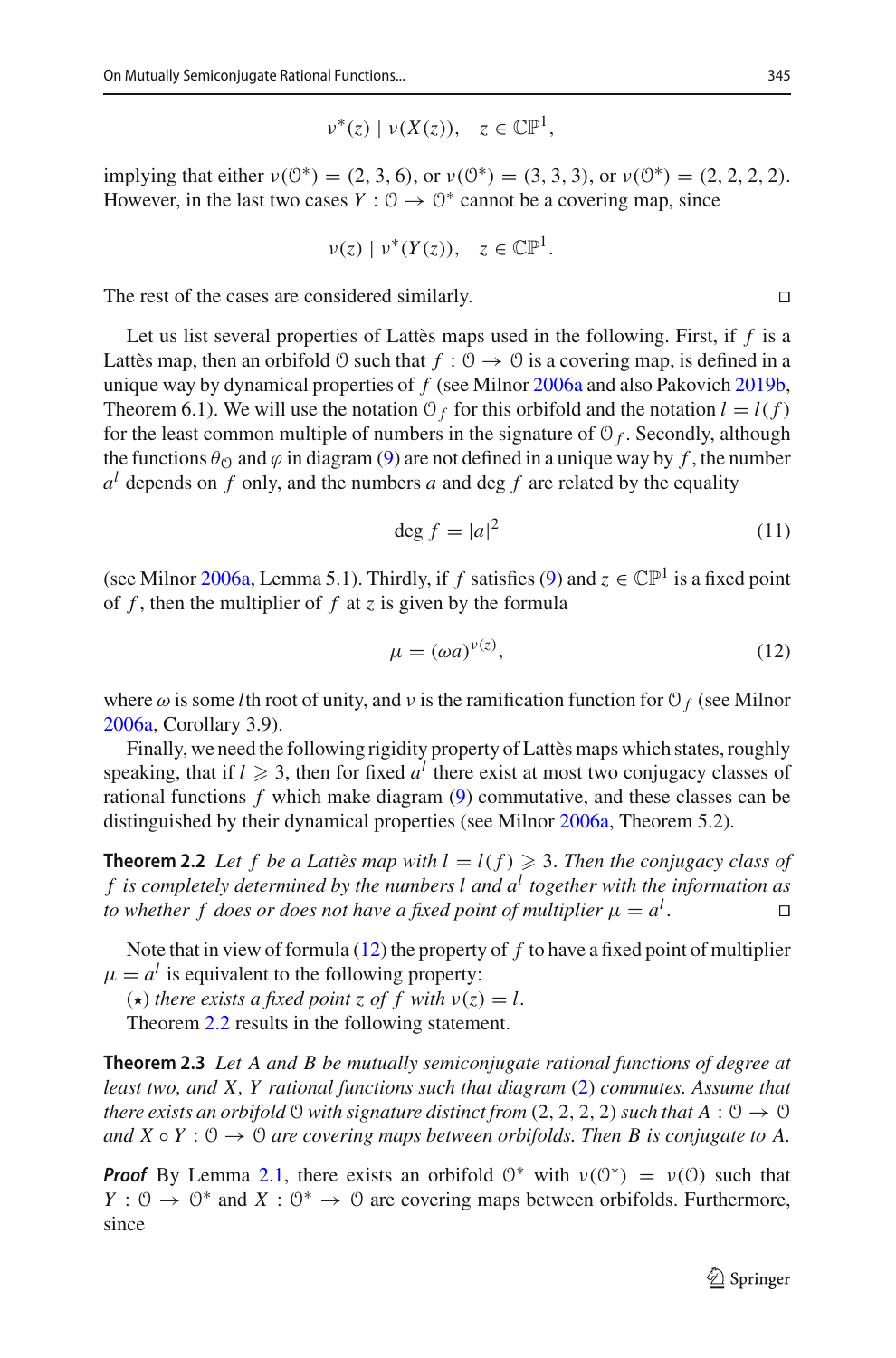$$\nu^*(z) \mid \nu(X(z)), \quad z \in \mathbb{CP}^1,$$

implying that either $\nu(\mathcal{O}^*) = (2, 3, 6)$, or $\nu(\mathcal{O}^*) = (3, 3, 3)$, or $\nu(\mathcal{O}^*) = (2, 2, 2, 2)$. However, in the last two cases $Y : \mathcal{O} \to \mathcal{O}^*$ cannot be a covering map, since

$$\nu(z) \mid \nu^*(Y(z)), \quad z \in \mathbb{CP}^1.$$

The rest of the cases are considered similarly. □

Let us list several properties of Lattès maps used in the following. First, if $f$ is a Lattès map, then an orbifold $\mathcal{O}$ such that $f : \mathcal{O} \to \mathcal{O}$ is a covering map, is defined in a unique way by dynamical properties of $f$ (see Milnor 2006a and also Pakovich 2019b, Theorem 6.1). We will use the notation $\mathcal{O}_f$ for this orbifold and the notation $l = l(f)$ for the least common multiple of numbers in the signature of $\mathcal{O}_f$. Secondly, although the functions $\theta_{\mathcal{O}}$ and $\varphi$ in diagram (9) are not defined in a unique way by $f$, the number $a^l$ depends on $f$ only, and the numbers $a$ and $\deg f$ are related by the equality

$$\deg f = |a|^2 \tag{11}$$

(see Milnor 2006a, Lemma 5.1). Thirdly, if $f$ satisfies (9) and $z \in \mathbb{CP}^1$ is a fixed point of $f$, then the multiplier of $f$ at $z$ is given by the formula

$$\mu = (\omega a)^{\nu(z)}, \tag{12}$$

where $\omega$ is some $l$th root of unity, and $\nu$ is the ramification function for $\mathcal{O}_f$ (see Milnor 2006a, Corollary 3.9).

Finally, we need the following rigidity property of Lattès maps which states, roughly speaking, that if $l \geqslant 3$, then for fixed $a^l$ there exist at most two conjugacy classes of rational functions $f$ which make diagram (9) commutative, and these classes can be distinguished by their dynamical properties (see Milnor 2006a, Theorem 5.2).

**Theorem 2.2** *Let $f$ be a Lattès map with $l = l(f) \geqslant 3$. Then the conjugacy class of $f$ is completely determined by the numbers $l$ and $a^l$ together with the information as to whether $f$ does or does not have a fixed point of multiplier $\mu = a^l$.* □

Note that in view of formula (12) the property of $f$ to have a fixed point of multiplier $\mu = a^l$ is equivalent to the following property:

($\star$) *there exists a fixed point $z$ of $f$ with $\nu(z) = l$.*

Theorem 2.2 results in the following statement.

**Theorem 2.3** *Let $A$ and $B$ be mutually semiconjugate rational functions of degree at least two, and $X$, $Y$ rational functions such that diagram (2) commutes. Assume that there exists an orbifold $\mathcal{O}$ with signature distinct from $(2, 2, 2, 2)$ such that $A : \mathcal{O} \to \mathcal{O}$ and $X \circ Y : \mathcal{O} \to \mathcal{O}$ are covering maps between orbifolds. Then $B$ is conjugate to $A$.*

***Proof*** By Lemma 2.1, there exists an orbifold $\mathcal{O}^*$ with $\nu(\mathcal{O}^*) = \nu(\mathcal{O})$ such that $Y : \mathcal{O} \to \mathcal{O}^*$ and $X : \mathcal{O}^* \to \mathcal{O}$ are covering maps between orbifolds. Furthermore, since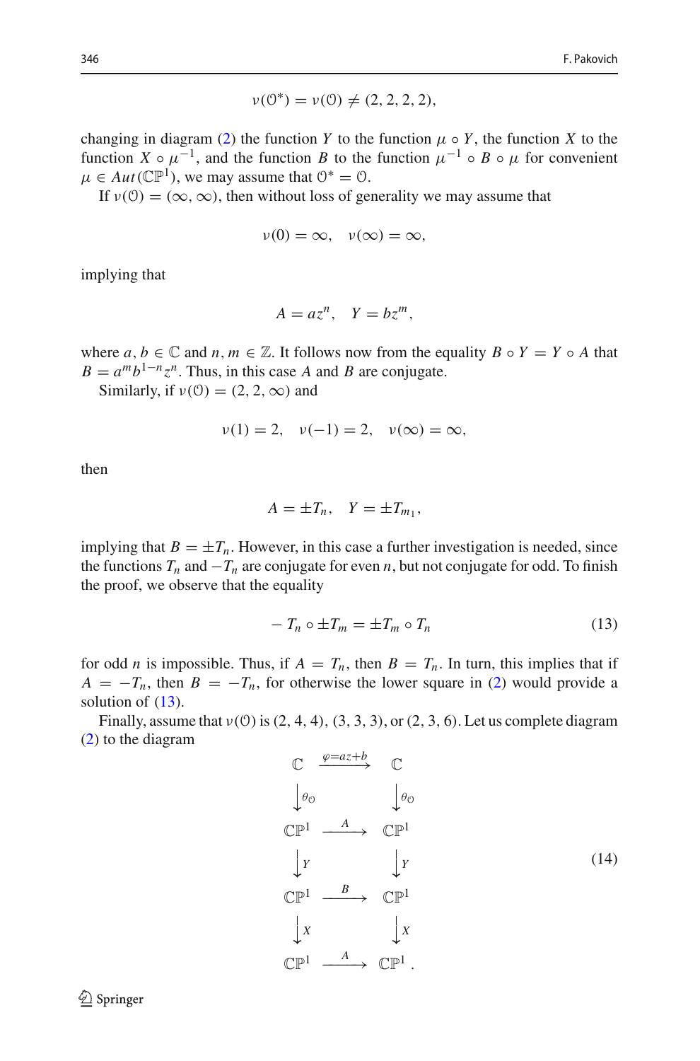$$\nu(\mathcal{O}^*) = \nu(\mathcal{O}) \neq (2, 2, 2, 2),$$

changing in diagram (2) the function $Y$ to the function $\mu \circ Y$, the function $X$ to the function $X \circ \mu^{-1}$, and the function $B$ to the function $\mu^{-1} \circ B \circ \mu$ for convenient $\mu \in Aut(\mathbb{CP}^1)$, we may assume that $\mathcal{O}^* = \mathcal{O}$.

If $\nu(\mathcal{O}) = (\infty, \infty)$, then without loss of generality we may assume that

$$\nu(0) = \infty, \quad \nu(\infty) = \infty,$$

implying that

$$A = az^n, \quad Y = bz^m,$$

where $a, b \in \mathbb{C}$ and $n, m \in \mathbb{Z}$. It follows now from the equality $B \circ Y = Y \circ A$ that $B = a^m b^{1-n} z^n$. Thus, in this case $A$ and $B$ are conjugate.

Similarly, if $\nu(\mathcal{O}) = (2, 2, \infty)$ and

$$\nu(1) = 2, \quad \nu(-1) = 2, \quad \nu(\infty) = \infty,$$

then

$$A = \pm T_n, \quad Y = \pm T_{m_1},$$

implying that $B = \pm T_n$. However, in this case a further investigation is needed, since the functions $T_n$ and $-T_n$ are conjugate for even $n$, but not conjugate for odd. To finish the proof, we observe that the equality

$$-T_n \circ \pm T_m = \pm T_m \circ T_n \tag{13}$$

for odd $n$ is impossible. Thus, if $A = T_n$, then $B = T_n$. In turn, this implies that if $A = -T_n$, then $B = -T_n$, for otherwise the lower square in (2) would provide a solution of (13).

Finally, assume that $\nu(\mathcal{O})$ is $(2, 4, 4)$, $(3, 3, 3)$, or $(2, 3, 6)$. Let us complete diagram (2) to the diagram

$$\begin{array}{ccc}
\mathbb{C} & \xrightarrow{\varphi = az+b} & \mathbb{C} \\
\Big\downarrow \theta_{\mathcal{O}} & & \Big\downarrow \theta_{\mathcal{O}} \\
\mathbb{CP}^1 & \xrightarrow{A} & \mathbb{CP}^1 \\
\Big\downarrow Y & & \Big\downarrow Y \\
\mathbb{CP}^1 & \xrightarrow{B} & \mathbb{CP}^1 \\
\Big\downarrow X & & \Big\downarrow X \\
\mathbb{CP}^1 & \xrightarrow{A} & \mathbb{CP}^1 .
\end{array} \tag{14}$$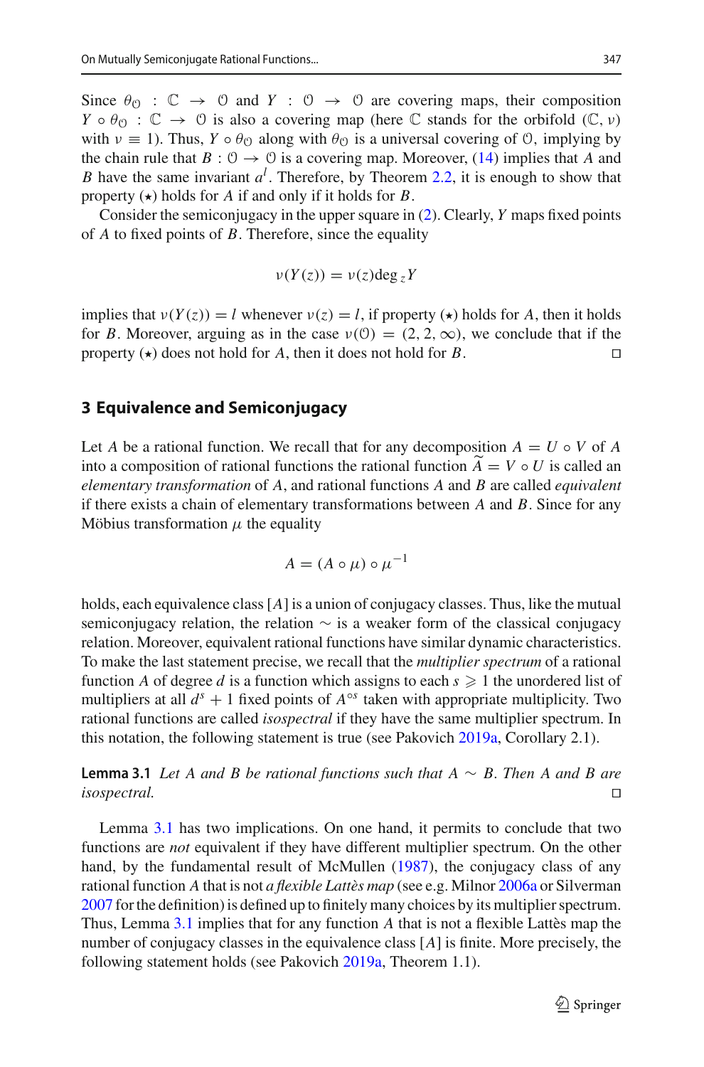Since $\theta_{\mathcal{O}} : \mathbb{C} \to \mathcal{O}$ and $Y : \mathcal{O} \to \mathcal{O}$ are covering maps, their composition $Y \circ \theta_{\mathcal{O}} : \mathbb{C} \to \mathcal{O}$ is also a covering map (here $\mathbb{C}$ stands for the orbifold $(\mathbb{C}, \nu)$ with $\nu \equiv 1$). Thus, $Y \circ \theta_{\mathcal{O}}$ along with $\theta_{\mathcal{O}}$ is a universal covering of $\mathcal{O}$, implying by the chain rule that $B : \mathcal{O} \to \mathcal{O}$ is a covering map. Moreover, (14) implies that $A$ and $B$ have the same invariant $a^l$. Therefore, by Theorem 2.2, it is enough to show that property ($\star$) holds for $A$ if and only if it holds for $B$.

Consider the semiconjugacy in the upper square in (2). Clearly, $Y$ maps fixed points of $A$ to fixed points of $B$. Therefore, since the equality

$$\nu(Y(z)) = \nu(z)\deg_z Y$$

implies that $\nu(Y(z)) = l$ whenever $\nu(z) = l$, if property ($\star$) holds for $A$, then it holds for $B$. Moreover, arguing as in the case $\nu(\mathcal{O}) = (2, 2, \infty)$, we conclude that if the property ($\star$) does not hold for $A$, then it does not hold for $B$. □

## 3 Equivalence and Semiconjugacy

Let $A$ be a rational function. We recall that for any decomposition $A = U \circ V$ of $A$ into a composition of rational functions the rational function $\widetilde{A} = V \circ U$ is called an *elementary transformation* of $A$, and rational functions $A$ and $B$ are called *equivalent* if there exists a chain of elementary transformations between $A$ and $B$. Since for any Möbius transformation $\mu$ the equality

$$A = (A \circ \mu) \circ \mu^{-1}$$

holds, each equivalence class $[A]$ is a union of conjugacy classes. Thus, like the mutual semiconjugacy relation, the relation $\sim$ is a weaker form of the classical conjugacy relation. Moreover, equivalent rational functions have similar dynamic characteristics. To make the last statement precise, we recall that the *multiplier spectrum* of a rational function $A$ of degree $d$ is a function which assigns to each $s \geqslant 1$ the unordered list of multipliers at all $d^s + 1$ fixed points of $A^{\circ s}$ taken with appropriate multiplicity. Two rational functions are called *isospectral* if they have the same multiplier spectrum. In this notation, the following statement is true (see Pakovich 2019a, Corollary 2.1).

**Lemma 3.1** *Let $A$ and $B$ be rational functions such that $A \sim B$. Then $A$ and $B$ are isospectral.* □

Lemma 3.1 has two implications. On one hand, it permits to conclude that two functions are *not* equivalent if they have different multiplier spectrum. On the other hand, by the fundamental result of McMullen (1987), the conjugacy class of any rational function $A$ that is not *a flexible Lattès map* (see e.g. Milnor 2006a or Silverman 2007 for the definition) is defined up to finitely many choices by its multiplier spectrum. Thus, Lemma 3.1 implies that for any function $A$ that is not a flexible Lattès map the number of conjugacy classes in the equivalence class $[A]$ is finite. More precisely, the following statement holds (see Pakovich 2019a, Theorem 1.1).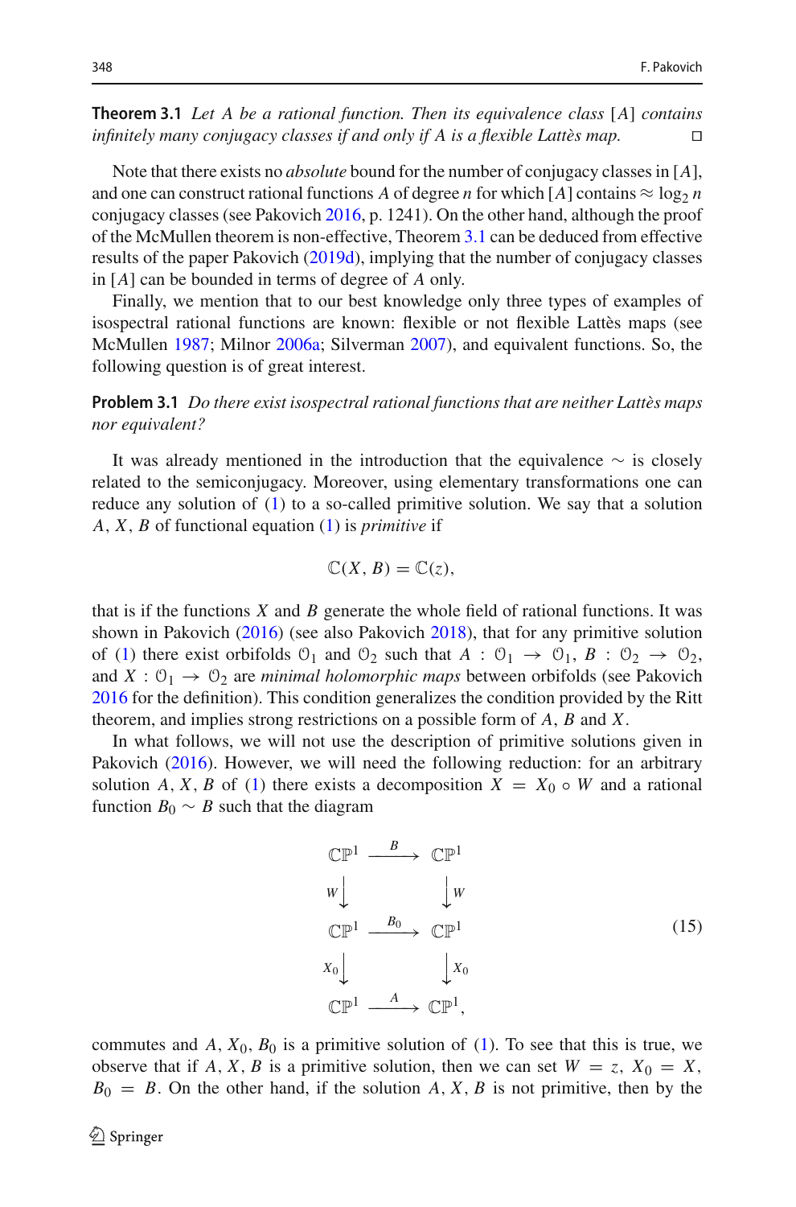**Theorem 3.1** *Let $A$ be a rational function. Then its equivalence class $[A]$ contains infinitely many conjugacy classes if and only if $A$ is a flexible Lattès map.* □

Note that there exists no *absolute* bound for the number of conjugacy classes in $[A]$, and one can construct rational functions $A$ of degree $n$ for which $[A]$ contains $\approx \log_2 n$ conjugacy classes (see Pakovich 2016, p. 1241). On the other hand, although the proof of the McMullen theorem is non-effective, Theorem 3.1 can be deduced from effective results of the paper Pakovich (2019d), implying that the number of conjugacy classes in $[A]$ can be bounded in terms of degree of $A$ only.

Finally, we mention that to our best knowledge only three types of examples of isospectral rational functions are known: flexible or not flexible Lattès maps (see McMullen 1987; Milnor 2006a; Silverman 2007), and equivalent functions. So, the following question is of great interest.

**Problem 3.1** *Do there exist isospectral rational functions that are neither Lattès maps nor equivalent?*

It was already mentioned in the introduction that the equivalence $\sim$ is closely related to the semiconjugacy. Moreover, using elementary transformations one can reduce any solution of (1) to a so-called primitive solution. We say that a solution $A, X, B$ of functional equation (1) is *primitive* if

$$\mathbb{C}(X, B) = \mathbb{C}(z),$$

that is if the functions $X$ and $B$ generate the whole field of rational functions. It was shown in Pakovich (2016) (see also Pakovich 2018), that for any primitive solution of (1) there exist orbifolds $\mathcal{O}_1$ and $\mathcal{O}_2$ such that $A : \mathcal{O}_1 \to \mathcal{O}_1$, $B : \mathcal{O}_2 \to \mathcal{O}_2$, and $X : \mathcal{O}_1 \to \mathcal{O}_2$ are *minimal holomorphic maps* between orbifolds (see Pakovich 2016 for the definition). This condition generalizes the condition provided by the Ritt theorem, and implies strong restrictions on a possible form of $A$, $B$ and $X$.

In what follows, we will not use the description of primitive solutions given in Pakovich (2016). However, we will need the following reduction: for an arbitrary solution $A, X, B$ of (1) there exists a decomposition $X = X_0 \circ W$ and a rational function $B_0 \sim B$ such that the diagram

$$\begin{array}{ccc}
\mathbb{CP}^1 & \xrightarrow{B} & \mathbb{CP}^1 \\
W \downarrow & & \downarrow W \\
\mathbb{CP}^1 & \xrightarrow{B_0} & \mathbb{CP}^1 \\
X_0 \downarrow & & \downarrow X_0 \\
\mathbb{CP}^1 & \xrightarrow{A} & \mathbb{CP}^1,
\end{array} \tag{15}$$

commutes and $A, X_0, B_0$ is a primitive solution of (1). To see that this is true, we observe that if $A, X, B$ is a primitive solution, then we can set $W = z$, $X_0 = X$, $B_0 = B$. On the other hand, if the solution $A, X, B$ is not primitive, then by the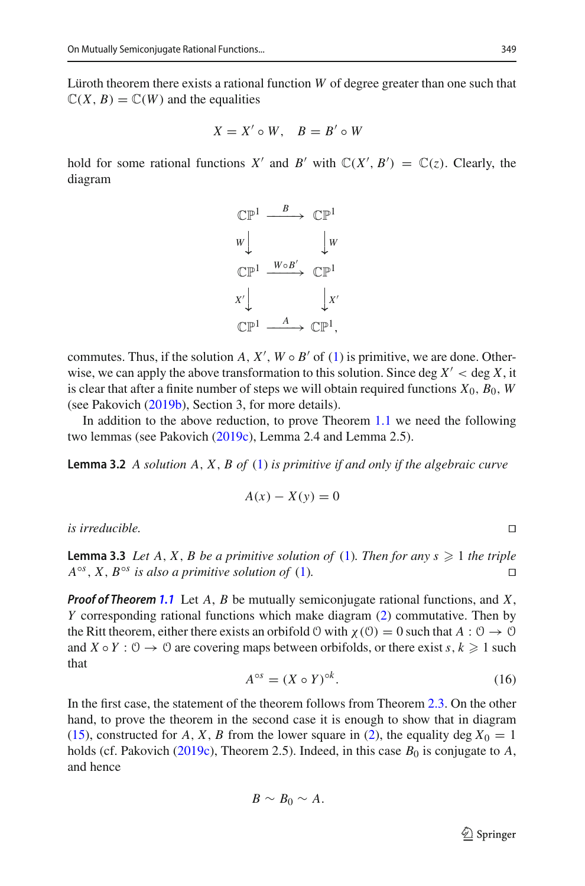Lüroth theorem there exists a rational function $W$ of degree greater than one such that $\mathbb{C}(X, B) = \mathbb{C}(W)$ and the equalities

$$X = X' \circ W, \quad B = B' \circ W$$

hold for some rational functions $X'$ and $B'$ with $\mathbb{C}(X', B') = \mathbb{C}(z)$. Clearly, the diagram

$$\begin{array}{ccc} \mathbb{CP}^1 & \xrightarrow{\ B\ } & \mathbb{CP}^1 \\ {\scriptstyle W}\downarrow & & \downarrow{\scriptstyle W} \\ \mathbb{CP}^1 & \xrightarrow{\ W\circ B'\ } & \mathbb{CP}^1 \\ {\scriptstyle X'}\downarrow & & \downarrow{\scriptstyle X'} \\ \mathbb{CP}^1 & \xrightarrow{\ A\ } & \mathbb{CP}^1, \end{array}$$

commutes. Thus, if the solution $A$, $X'$, $W \circ B'$ of (1) is primitive, we are done. Otherwise, we can apply the above transformation to this solution. Since $\deg X' < \deg X$, it is clear that after a finite number of steps we will obtain required functions $X_0$, $B_0$, $W$ (see Pakovich (2019b), Section 3, for more details).

In addition to the above reduction, to prove Theorem 1.1 we need the following two lemmas (see Pakovich (2019c), Lemma 2.4 and Lemma 2.5).

**Lemma 3.2** *A solution $A$, $X$, $B$ of (1) is primitive if and only if the algebraic curve*

$$A(x) - X(y) = 0$$

*is irreducible.* □

**Lemma 3.3** *Let $A$, $X$, $B$ be a primitive solution of (1). Then for any $s \geqslant 1$ the triple $A^{\circ s}$, $X$, $B^{\circ s}$ is also a primitive solution of (1).* □

***Proof of Theorem 1.1*** Let $A$, $B$ be mutually semiconjugate rational functions, and $X$, $Y$ corresponding rational functions which make diagram (2) commutative. Then by the Ritt theorem, either there exists an orbifold $\mathcal{O}$ with $\chi(\mathcal{O}) = 0$ such that $A : \mathcal{O} \to \mathcal{O}$ and $X \circ Y : \mathcal{O} \to \mathcal{O}$ are covering maps between orbifolds, or there exist $s, k \geqslant 1$ such that

$$A^{\circ s} = (X \circ Y)^{\circ k}. \tag{16}$$

In the first case, the statement of the theorem follows from Theorem 2.3. On the other hand, to prove the theorem in the second case it is enough to show that in diagram (15), constructed for $A$, $X$, $B$ from the lower square in (2), the equality $\deg X_0 = 1$ holds (cf. Pakovich (2019c), Theorem 2.5). Indeed, in this case $B_0$ is conjugate to $A$, and hence

$$B \sim B_0 \sim A.$$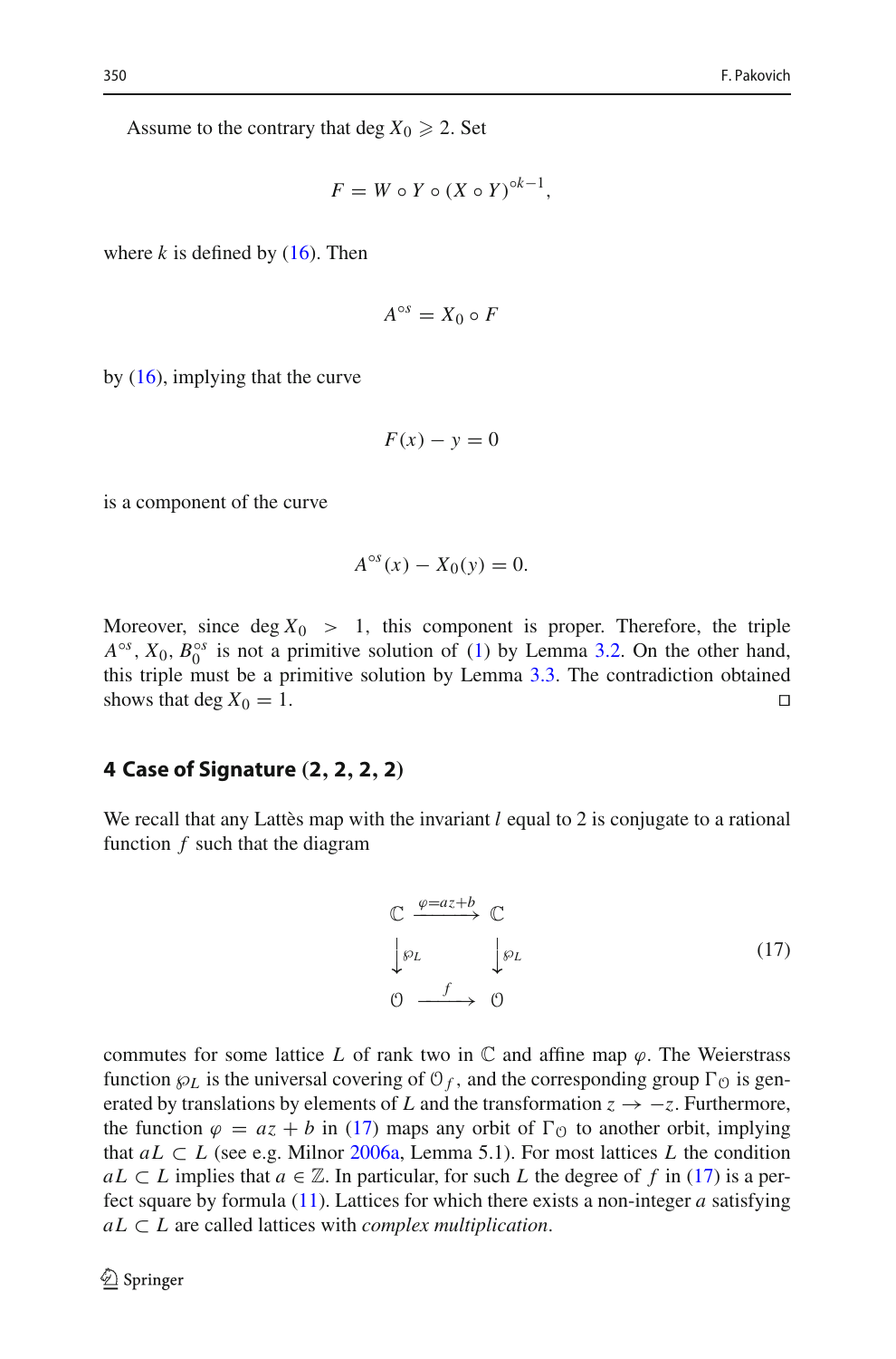Assume to the contrary that $\deg X_0 \geqslant 2$. Set

$$F = W \circ Y \circ (X \circ Y)^{\circ k-1},$$

where $k$ is defined by (16). Then

$$A^{\circ s} = X_0 \circ F$$

by (16), implying that the curve

$$F(x) - y = 0$$

is a component of the curve

$$A^{\circ s}(x) - X_0(y) = 0.$$

Moreover, since $\deg X_0 > 1$, this component is proper. Therefore, the triple $A^{\circ s}, X_0, B_0^{\circ s}$ is not a primitive solution of (1) by Lemma 3.2. On the other hand, this triple must be a primitive solution by Lemma 3.3. The contradiction obtained shows that $\deg X_0 = 1$. $\square$

## 4 Case of Signature (2, 2, 2, 2)

We recall that any Lattès map with the invariant $l$ equal to 2 is conjugate to a rational function $f$ such that the diagram

$$\begin{array}{ccc} \mathbb{C} & \xrightarrow{\varphi = az+b} & \mathbb{C} \\ \downarrow \wp_L & & \downarrow \wp_L \\ \mathcal{O} & \xrightarrow{f} & \mathcal{O} \end{array} \tag{17}$$

commutes for some lattice $L$ of rank two in $\mathbb{C}$ and affine map $\varphi$. The Weierstrass function $\wp_L$ is the universal covering of $\mathcal{O}_f$, and the corresponding group $\Gamma_{\mathcal{O}}$ is generated by translations by elements of $L$ and the transformation $z \to -z$. Furthermore, the function $\varphi = az + b$ in (17) maps any orbit of $\Gamma_{\mathcal{O}}$ to another orbit, implying that $aL \subset L$ (see e.g. Milnor 2006a, Lemma 5.1). For most lattices $L$ the condition $aL \subset L$ implies that $a \in \mathbb{Z}$. In particular, for such $L$ the degree of $f$ in (17) is a perfect square by formula (11). Lattices for which there exists a non-integer $a$ satisfying $aL \subset L$ are called lattices with *complex multiplication*.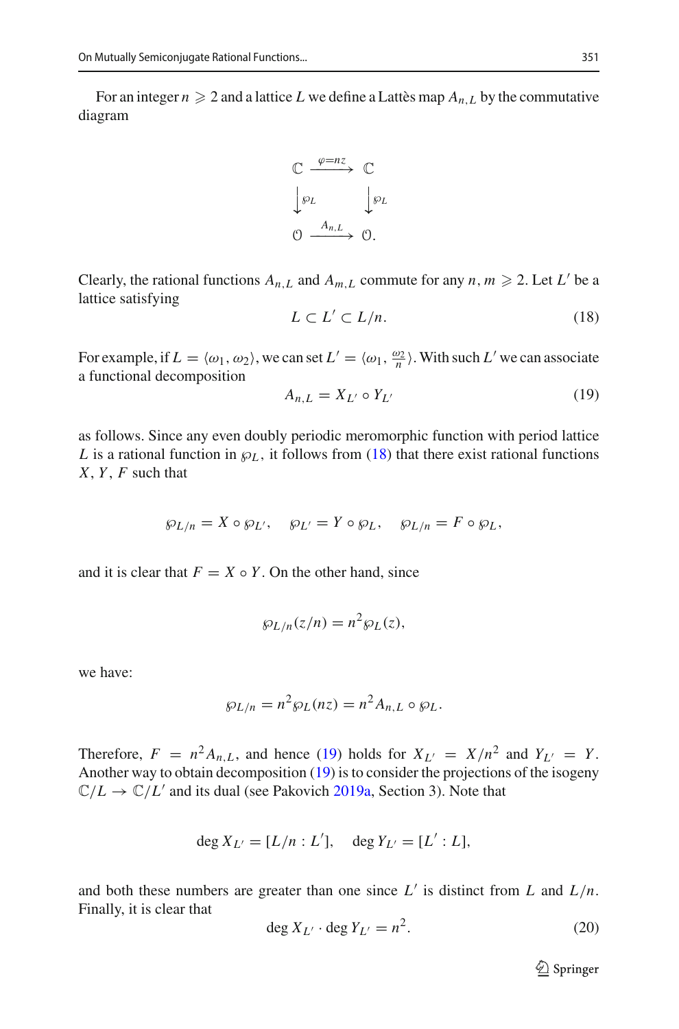For an integer $n \geqslant 2$ and a lattice $L$ we define a Lattès map $A_{n,L}$ by the commutative diagram

$$\begin{array}{ccc}
\mathbb{C} & \xrightarrow{\varphi = nz} & \mathbb{C} \\
\Big\downarrow \wp_L & & \Big\downarrow \wp_L \\
\mathbb{O} & \xrightarrow{A_{n,L}} & \mathbb{O}.
\end{array}$$

Clearly, the rational functions $A_{n,L}$ and $A_{m,L}$ commute for any $n, m \geqslant 2$. Let $L'$ be a lattice satisfying

$$L \subset L' \subset L/n. \tag{18}$$

For example, if $L = \langle \omega_1, \omega_2 \rangle$, we can set $L' = \langle \omega_1, \frac{\omega_2}{n} \rangle$. With such $L'$ we can associate a functional decomposition

$$A_{n,L} = X_{L'} \circ Y_{L'} \tag{19}$$

as follows. Since any even doubly periodic meromorphic function with period lattice $L$ is a rational function in $\wp_L$, it follows from (18) that there exist rational functions $X, Y, F$ such that

$$\wp_{L/n} = X \circ \wp_{L'}, \quad \wp_{L'} = Y \circ \wp_L, \quad \wp_{L/n} = F \circ \wp_L,$$

and it is clear that $F = X \circ Y$. On the other hand, since

$$\wp_{L/n}(z/n) = n^2 \wp_L(z),$$

we have:

$$\wp_{L/n} = n^2 \wp_L(nz) = n^2 A_{n,L} \circ \wp_L.$$

Therefore, $F = n^2 A_{n,L}$, and hence (19) holds for $X_{L'} = X/n^2$ and $Y_{L'} = Y$. Another way to obtain decomposition (19) is to consider the projections of the isogeny $\mathbb{C}/L \to \mathbb{C}/L'$ and its dual (see Pakovich 2019a, Section 3). Note that

$$\deg X_{L'} = [L/n : L'], \quad \deg Y_{L'} = [L' : L],$$

and both these numbers are greater than one since $L'$ is distinct from $L$ and $L/n$. Finally, it is clear that

$$\deg X_{L'} \cdot \deg Y_{L'} = n^2. \tag{20}$$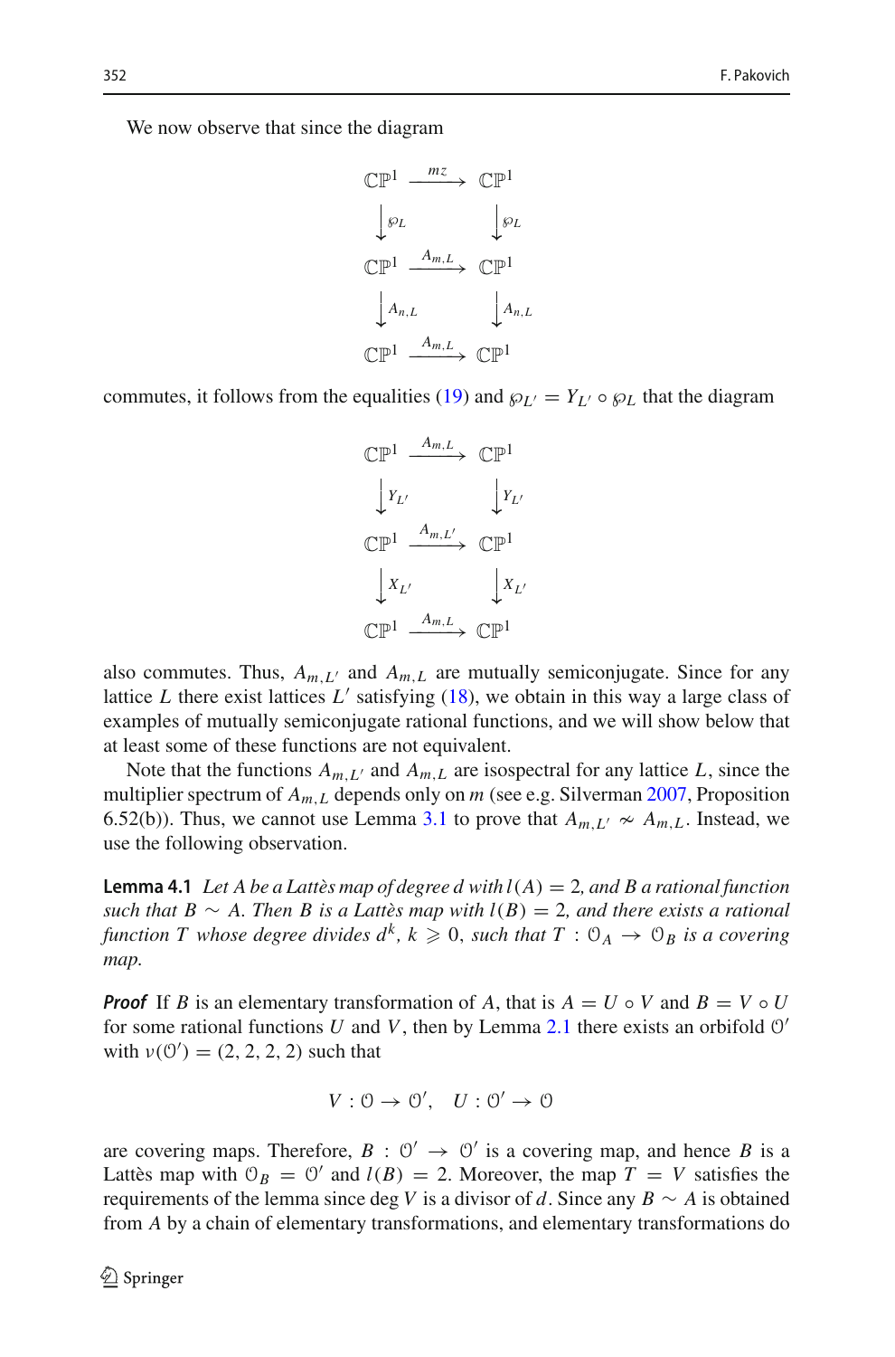We now observe that since the diagram

$$
\begin{array}{ccc}
\mathbb{CP}^1 & \xrightarrow{mz} & \mathbb{CP}^1 \\
\downarrow \wp_L & & \downarrow \wp_L \\
\mathbb{CP}^1 & \xrightarrow{A_{m,L}} & \mathbb{CP}^1 \\
\downarrow A_{n,L} & & \downarrow A_{n,L} \\
\mathbb{CP}^1 & \xrightarrow{A_{m,L}} & \mathbb{CP}^1
\end{array}
$$

commutes, it follows from the equalities (19) and $\wp_{L'} = Y_{L'} \circ \wp_L$ that the diagram

$$
\begin{array}{ccc}
\mathbb{CP}^1 & \xrightarrow{A_{m,L}} & \mathbb{CP}^1 \\
\downarrow Y_{L'} & & \downarrow Y_{L'} \\
\mathbb{CP}^1 & \xrightarrow{A_{m,L'}} & \mathbb{CP}^1 \\
\downarrow X_{L'} & & \downarrow X_{L'} \\
\mathbb{CP}^1 & \xrightarrow{A_{m,L}} & \mathbb{CP}^1
\end{array}
$$

also commutes. Thus, $A_{m,L'}$ and $A_{m,L}$ are mutually semiconjugate. Since for any lattice $L$ there exist lattices $L'$ satisfying (18), we obtain in this way a large class of examples of mutually semiconjugate rational functions, and we will show below that at least some of these functions are not equivalent.

Note that the functions $A_{m,L'}$ and $A_{m,L}$ are isospectral for any lattice $L$, since the multiplier spectrum of $A_{m,L}$ depends only on $m$ (see e.g. Silverman 2007, Proposition 6.52(b)). Thus, we cannot use Lemma 3.1 to prove that $A_{m,L'} \nsim A_{m,L}$. Instead, we use the following observation.

**Lemma 4.1** *Let $A$ be a Lattès map of degree $d$ with $l(A) = 2$, and $B$ a rational function such that $B \sim A$. Then $B$ is a Lattès map with $l(B) = 2$, and there exists a rational function $T$ whose degree divides $d^k$, $k \geqslant 0$, such that $T : \mathcal{O}_A \to \mathcal{O}_B$ is a covering map.*

***Proof*** If $B$ is an elementary transformation of $A$, that is $A = U \circ V$ and $B = V \circ U$ for some rational functions $U$ and $V$, then by Lemma 2.1 there exists an orbifold $\mathcal{O}'$ with $\nu(\mathcal{O}') = (2, 2, 2, 2)$ such that

$$V : \mathcal{O} \to \mathcal{O}', \quad U : \mathcal{O}' \to \mathcal{O}$$

are covering maps. Therefore, $B : \mathcal{O}' \to \mathcal{O}'$ is a covering map, and hence $B$ is a Lattès map with $\mathcal{O}_B = \mathcal{O}'$ and $l(B) = 2$. Moreover, the map $T = V$ satisfies the requirements of the lemma since deg $V$ is a divisor of $d$. Since any $B \sim A$ is obtained from $A$ by a chain of elementary transformations, and elementary transformations do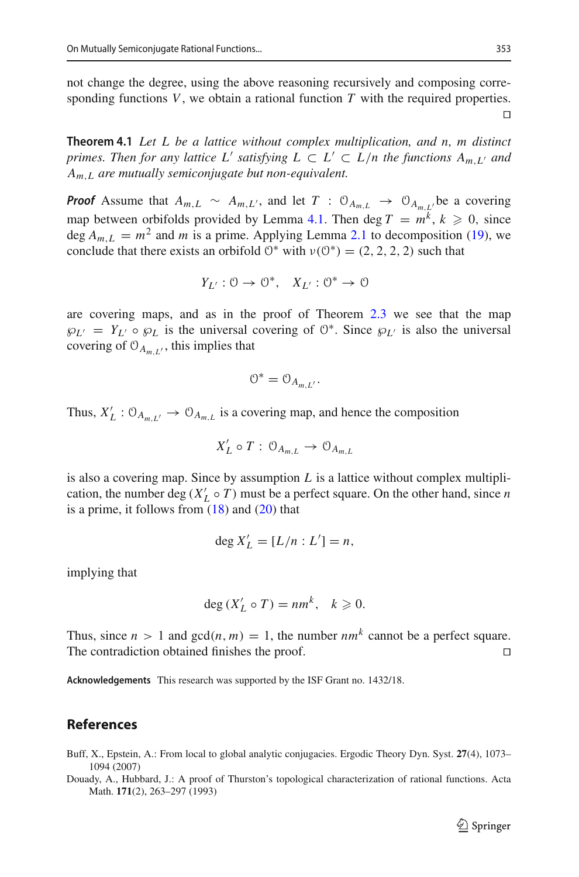not change the degree, using the above reasoning recursively and composing corresponding functions $V$, we obtain a rational function $T$ with the required properties. □

**Theorem 4.1** *Let $L$ be a lattice without complex multiplication, and $n$, $m$ distinct primes. Then for any lattice $L'$ satisfying $L \subset L' \subset L/n$ the functions $A_{m,L'}$ and $A_{m,L}$ are mutually semiconjugate but non-equivalent.*

***Proof*** Assume that $A_{m,L} \sim A_{m,L'}$, and let $T : \mathcal{O}_{A_{m,L}} \to \mathcal{O}_{A_{m,L'}}$ be a covering map between orbifolds provided by Lemma 4.1. Then $\deg T = m^k$, $k \geqslant 0$, since $\deg A_{m,L} = m^2$ and $m$ is a prime. Applying Lemma 2.1 to decomposition (19), we conclude that there exists an orbifold $\mathcal{O}^*$ with $\nu(\mathcal{O}^*) = (2, 2, 2, 2)$ such that

$$Y_{L'} : \mathcal{O} \to \mathcal{O}^*, \quad X_{L'} : \mathcal{O}^* \to \mathcal{O}$$

are covering maps, and as in the proof of Theorem 2.3 we see that the map $\wp_{L'} = Y_{L'} \circ \wp_L$ is the universal covering of $\mathcal{O}^*$. Since $\wp_{L'}$ is also the universal covering of $\mathcal{O}_{A_{m,L'}}$, this implies that

$$\mathcal{O}^* = \mathcal{O}_{A_{m,L'}}.$$

Thus, $X'_L : \mathcal{O}_{A_{m,L'}} \to \mathcal{O}_{A_{m,L}}$ is a covering map, and hence the composition

$$X'_L \circ T : \mathcal{O}_{A_{m,L}} \to \mathcal{O}_{A_{m,L}}$$

is also a covering map. Since by assumption $L$ is a lattice without complex multiplication, the number $\deg(X'_L \circ T)$ must be a perfect square. On the other hand, since $n$ is a prime, it follows from (18) and (20) that

$$\deg X'_L = [L/n : L'] = n,$$

implying that

$$\deg(X'_L \circ T) = nm^k, \quad k \geqslant 0.$$

Thus, since $n > 1$ and $\gcd(n, m) = 1$, the number $nm^k$ cannot be a perfect square. The contradiction obtained finishes the proof. □

**Acknowledgements** This research was supported by the ISF Grant no. 1432/18.

## References

Buff, X., Epstein, A.: From local to global analytic conjugacies. Ergodic Theory Dyn. Syst. **27**(4), 1073–1094 (2007)

Douady, A., Hubbard, J.: A proof of Thurston's topological characterization of rational functions. Acta Math. **171**(2), 263–297 (1993)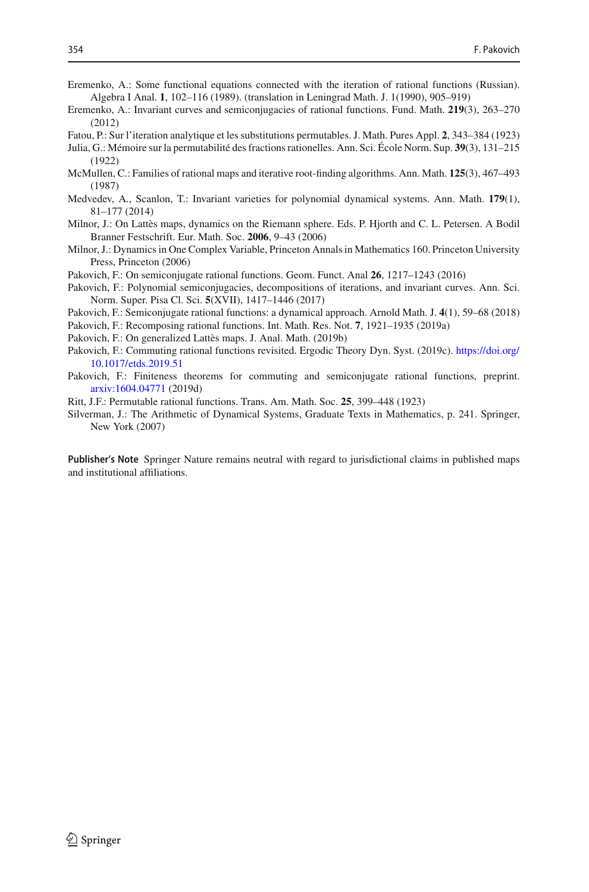Eremenko, A.: Some functional equations connected with the iteration of rational functions (Russian). Algebra I Anal. **1**, 102–116 (1989). (translation in Leningrad Math. J. 1(1990), 905–919)

Eremenko, A.: Invariant curves and semiconjugacies of rational functions. Fund. Math. **219**(3), 263–270 (2012)

Fatou, P.: Sur l'iteration analytique et les substitutions permutables. J. Math. Pures Appl. **2**, 343–384 (1923)

Julia, G.: Mémoire sur la permutabilité des fractions rationelles. Ann. Sci. École Norm. Sup. **39**(3), 131–215 (1922)

McMullen, C.: Families of rational maps and iterative root-finding algorithms. Ann. Math. **125**(3), 467–493 (1987)

Medvedev, A., Scanlon, T.: Invariant varieties for polynomial dynamical systems. Ann. Math. **179**(1), 81–177 (2014)

Milnor, J.: On Lattès maps, dynamics on the Riemann sphere. Eds. P. Hjorth and C. L. Petersen. A Bodil Branner Festschrift. Eur. Math. Soc. **2006**, 9–43 (2006)

Milnor, J.: Dynamics in One Complex Variable, Princeton Annals in Mathematics 160. Princeton University Press, Princeton (2006)

Pakovich, F.: On semiconjugate rational functions. Geom. Funct. Anal **26**, 1217–1243 (2016)

Pakovich, F.: Polynomial semiconjugacies, decompositions of iterations, and invariant curves. Ann. Sci. Norm. Super. Pisa Cl. Sci. **5**(XVII), 1417–1446 (2017)

Pakovich, F.: Semiconjugate rational functions: a dynamical approach. Arnold Math. J. **4**(1), 59–68 (2018)

Pakovich, F.: Recomposing rational functions. Int. Math. Res. Not. **7**, 1921–1935 (2019a)

Pakovich, F.: On generalized Lattès maps. J. Anal. Math. (2019b)

Pakovich, F.: Commuting rational functions revisited. Ergodic Theory Dyn. Syst. (2019c). https://doi.org/10.1017/etds.2019.51

Pakovich, F.: Finiteness theorems for commuting and semiconjugate rational functions, preprint. arxiv:1604.04771 (2019d)

Ritt, J.F.: Permutable rational functions. Trans. Am. Math. Soc. **25**, 399–448 (1923)

Silverman, J.: The Arithmetic of Dynamical Systems, Graduate Texts in Mathematics, p. 241. Springer, New York (2007)

**Publisher's Note** Springer Nature remains neutral with regard to jurisdictional claims in published maps and institutional affiliations.